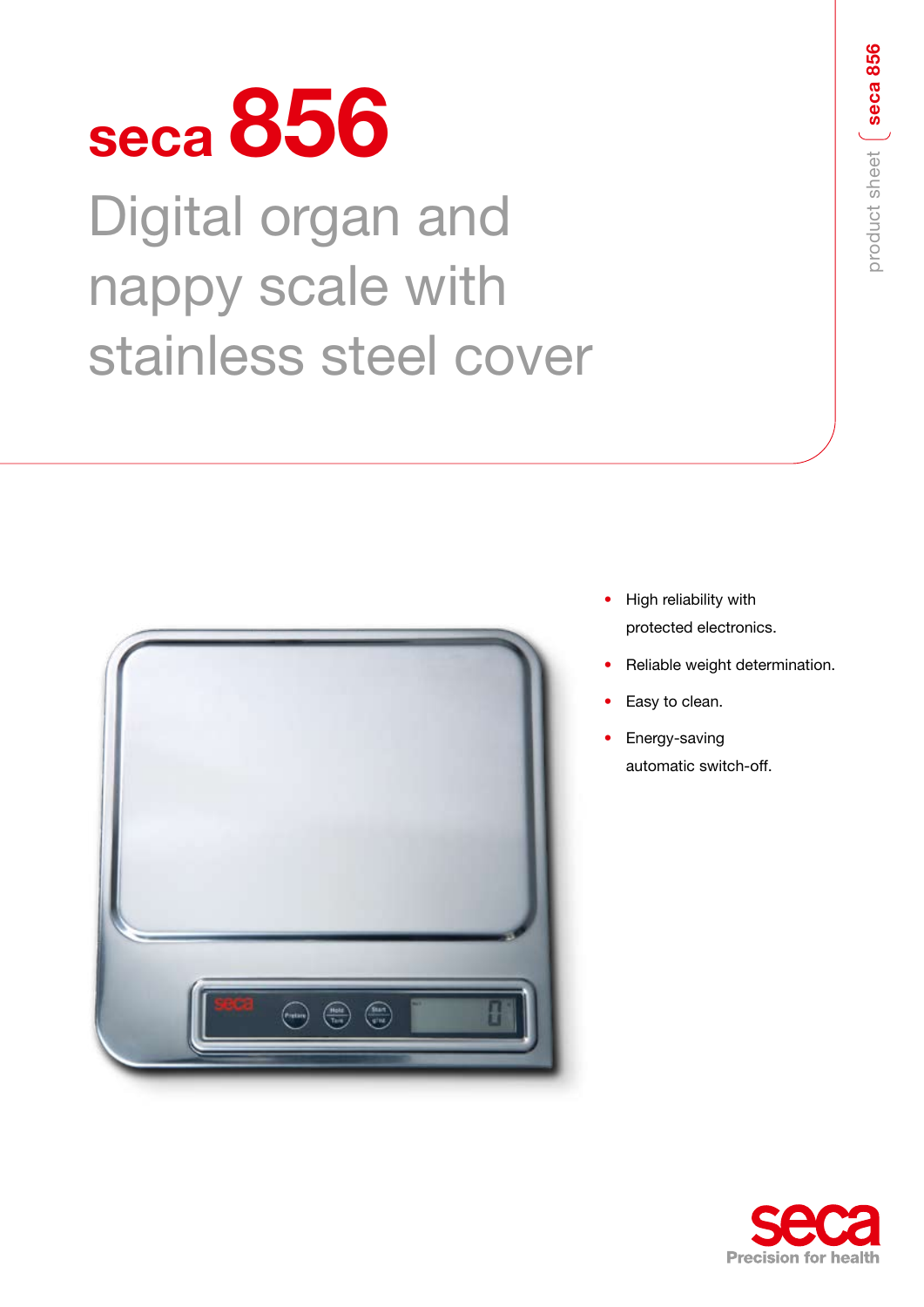# seca 856

## Digital organ and nappy scale with stainless steel cover

- High reliability with protected electronics.
- Reliable weight determination.
- Easy to clean.
- Energy-saving automatic switch-off.

seca
Precision for health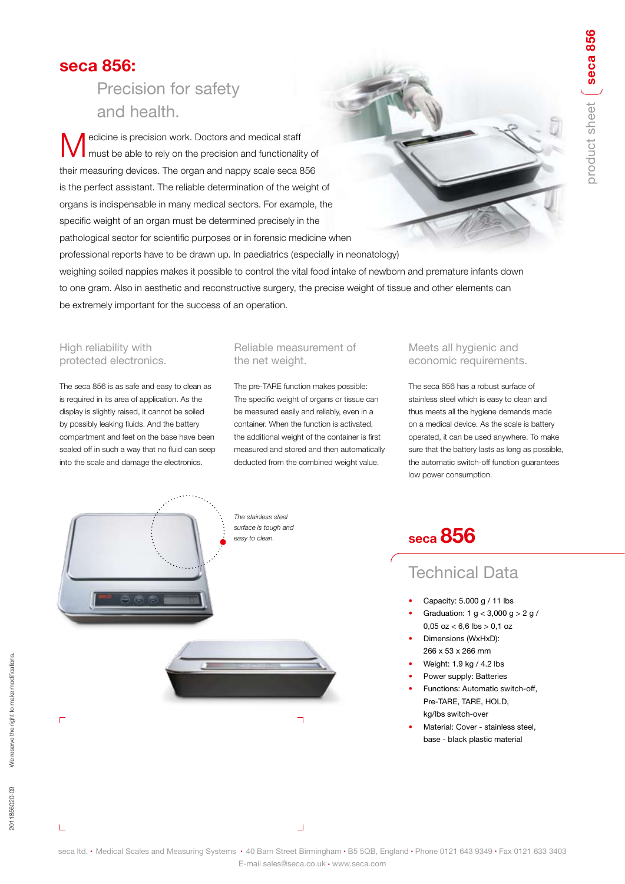# seca 856:

## Precision for safety and health.

Medicine is precision work. Doctors and medical staff must be able to rely on the precision and functionality of their measuring devices. The organ and nappy scale seca 856 is the perfect assistant. The reliable determination of the weight of organs is indispensable in many medical sectors. For example, the specific weight of an organ must be determined precisely in the pathological sector for scientific purposes or in forensic medicine when professional reports have to be drawn up. In paediatrics (especially in neonatology) weighing soiled nappies makes it possible to control the vital food intake of newborn and premature infants down to one gram. Also in aesthetic and reconstructive surgery, the precise weight of tissue and other elements can be extremely important for the success of an operation.

### High reliability with protected electronics.

The seca 856 is as safe and easy to clean as is required in its area of application. As the display is slightly raised, it cannot be soiled by possibly leaking fluids. And the battery compartment and feet on the base have been sealed off in such a way that no fluid can seep into the scale and damage the electronics.

### Reliable measurement of the net weight.

The pre-TARE function makes possible: The specific weight of organs or tissue can be measured easily and reliably, even in a container. When the function is activated, the additional weight of the container is first measured and stored and then automatically deducted from the combined weight value.

### Meets all hygienic and economic requirements.

The seca 856 has a robust surface of stainless steel which is easy to clean and thus meets all the hygiene demands made on a medical device. As the scale is battery operated, it can be used anywhere. To make sure that the battery lasts as long as possible, the automatic switch-off function guarantees low power consumption.

*The stainless steel surface is tough and easy to clean.*

## seca 856

## Technical Data

- Capacity: 5.000 g / 11 lbs
- Graduation: 1 g < 3,000 g > 2 g / 0,05 oz < 6,6 lbs > 0,1 oz
- Dimensions (WxHxD): 266 x 53 x 266 mm
- Weight: 1.9 kg / 4.2 lbs
- Power supply: Batteries
- Functions: Automatic switch-off, Pre-TARE, TARE, HOLD, kg/lbs switch-over
- Material: Cover - stainless steel, base - black plastic material

We reserve the right to make modifications.

2011856020-09

seca ltd. • Medical Scales and Measuring Systems • 40 Barn Street Birmingham • B5 5QB, England • Phone 0121 643 9349 • Fax 0121 633 3403
E-mail sales@seca.co.uk • www.seca.com